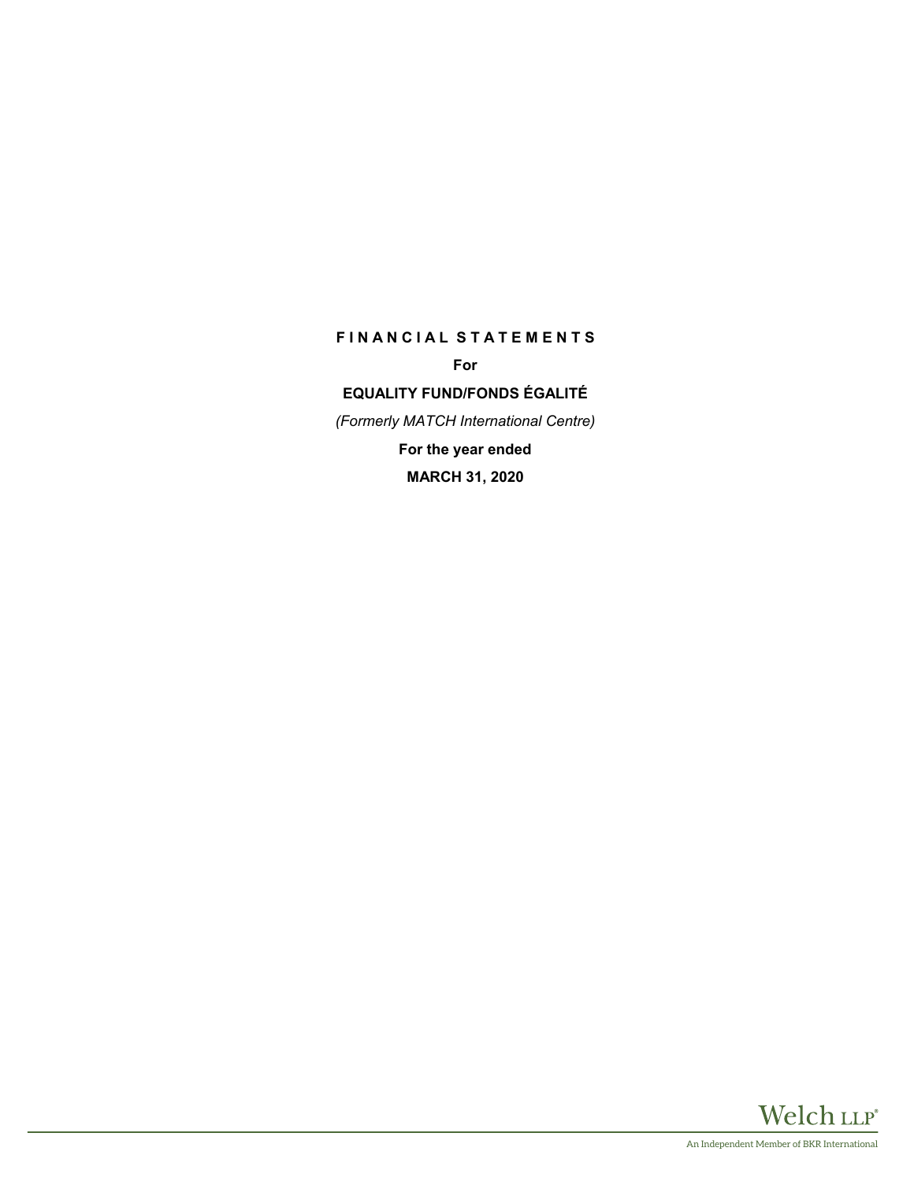# FINANCIAL STATEMENTS

**For**

**EQUALITY FUND/FONDS ÉGALITÉ**

*(Formerly MATCH International Centre)*

**For the year ended**

**MARCH 31, 2020**

Welch LLP®

An Independent Member of BKR International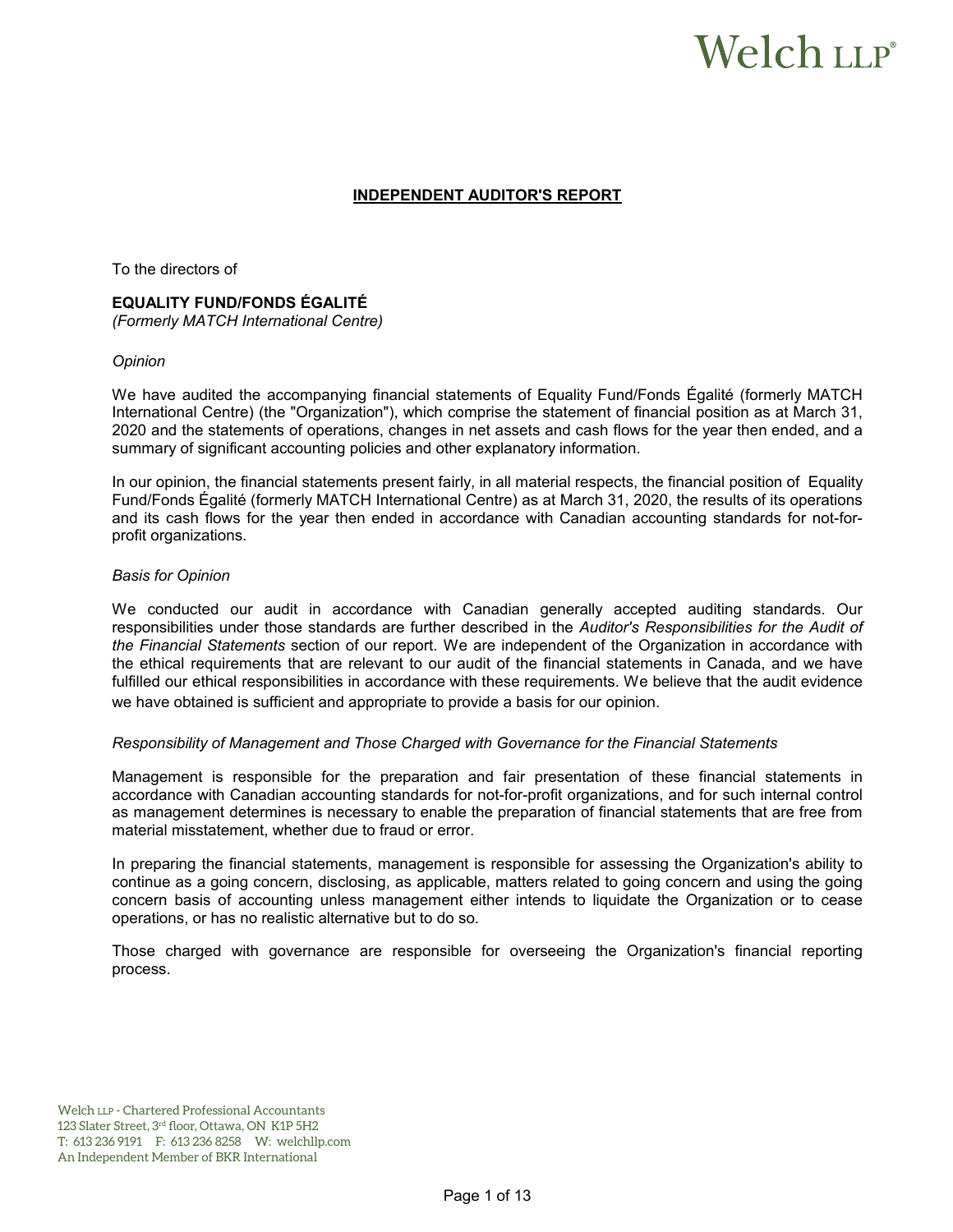Welch LLP®

## INDEPENDENT AUDITOR'S REPORT

To the directors of

**EQUALITY FUND/FONDS ÉGALITÉ**
*(Formerly MATCH International Centre)*

*Opinion*

We have audited the accompanying financial statements of Equality Fund/Fonds Égalité (formerly MATCH International Centre) (the "Organization"), which comprise the statement of financial position as at March 31, 2020 and the statements of operations, changes in net assets and cash flows for the year then ended, and a summary of significant accounting policies and other explanatory information.

In our opinion, the financial statements present fairly, in all material respects, the financial position of Equality Fund/Fonds Égalité (formerly MATCH International Centre) as at March 31, 2020, the results of its operations and its cash flows for the year then ended in accordance with Canadian accounting standards for not-for-profit organizations.

*Basis for Opinion*

We conducted our audit in accordance with Canadian generally accepted auditing standards. Our responsibilities under those standards are further described in the *Auditor's Responsibilities for the Audit of the Financial Statements* section of our report. We are independent of the Organization in accordance with the ethical requirements that are relevant to our audit of the financial statements in Canada, and we have fulfilled our ethical responsibilities in accordance with these requirements. We believe that the audit evidence we have obtained is sufficient and appropriate to provide a basis for our opinion.

*Responsibility of Management and Those Charged with Governance for the Financial Statements*

Management is responsible for the preparation and fair presentation of these financial statements in accordance with Canadian accounting standards for not-for-profit organizations, and for such internal control as management determines is necessary to enable the preparation of financial statements that are free from material misstatement, whether due to fraud or error.

In preparing the financial statements, management is responsible for assessing the Organization's ability to continue as a going concern, disclosing, as applicable, matters related to going concern and using the going concern basis of accounting unless management either intends to liquidate the Organization or to cease operations, or has no realistic alternative but to do so.

Those charged with governance are responsible for overseeing the Organization's financial reporting process.

Welch LLP - Chartered Professional Accountants
123 Slater Street, 3rd floor, Ottawa, ON K1P 5H2
T: 613 236 9191 F: 613 236 8258 W: welchllp.com
An Independent Member of BKR International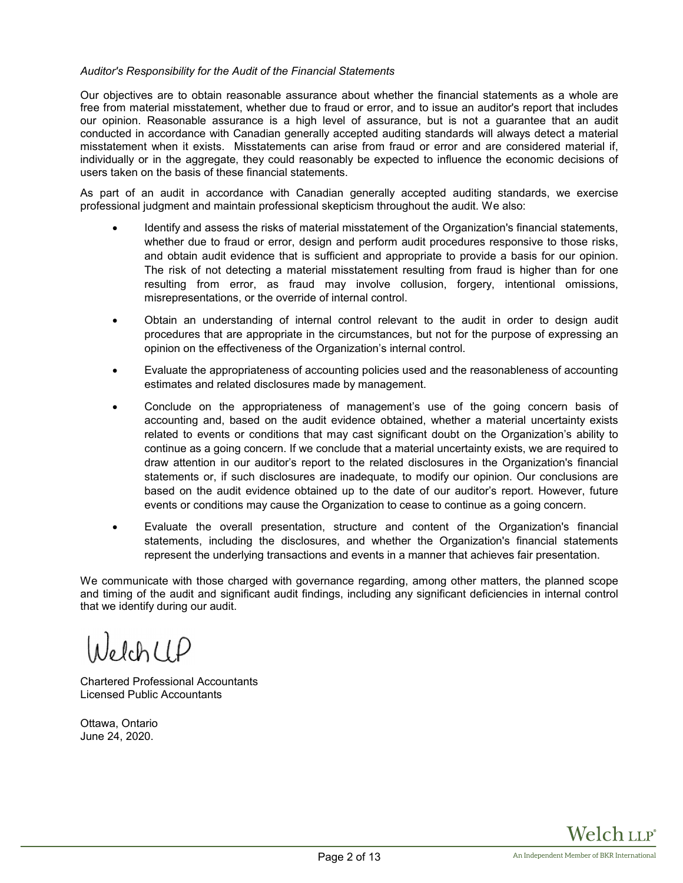*Auditor's Responsibility for the Audit of the Financial Statements*

Our objectives are to obtain reasonable assurance about whether the financial statements as a whole are free from material misstatement, whether due to fraud or error, and to issue an auditor's report that includes our opinion. Reasonable assurance is a high level of assurance, but is not a guarantee that an audit conducted in accordance with Canadian generally accepted auditing standards will always detect a material misstatement when it exists. Misstatements can arise from fraud or error and are considered material if, individually or in the aggregate, they could reasonably be expected to influence the economic decisions of users taken on the basis of these financial statements.

As part of an audit in accordance with Canadian generally accepted auditing standards, we exercise professional judgment and maintain professional skepticism throughout the audit. We also:

- Identify and assess the risks of material misstatement of the Organization's financial statements, whether due to fraud or error, design and perform audit procedures responsive to those risks, and obtain audit evidence that is sufficient and appropriate to provide a basis for our opinion. The risk of not detecting a material misstatement resulting from fraud is higher than for one resulting from error, as fraud may involve collusion, forgery, intentional omissions, misrepresentations, or the override of internal control.
- Obtain an understanding of internal control relevant to the audit in order to design audit procedures that are appropriate in the circumstances, but not for the purpose of expressing an opinion on the effectiveness of the Organization's internal control.
- Evaluate the appropriateness of accounting policies used and the reasonableness of accounting estimates and related disclosures made by management.
- Conclude on the appropriateness of management's use of the going concern basis of accounting and, based on the audit evidence obtained, whether a material uncertainty exists related to events or conditions that may cast significant doubt on the Organization's ability to continue as a going concern. If we conclude that a material uncertainty exists, we are required to draw attention in our auditor's report to the related disclosures in the Organization's financial statements or, if such disclosures are inadequate, to modify our opinion. Our conclusions are based on the audit evidence obtained up to the date of our auditor's report. However, future events or conditions may cause the Organization to cease to continue as a going concern.
- Evaluate the overall presentation, structure and content of the Organization's financial statements, including the disclosures, and whether the Organization's financial statements represent the underlying transactions and events in a manner that achieves fair presentation.

We communicate with those charged with governance regarding, among other matters, the planned scope and timing of the audit and significant audit findings, including any significant deficiencies in internal control that we identify during our audit.

Welch LLP

Chartered Professional Accountants
Licensed Public Accountants

Ottawa, Ontario
June 24, 2020.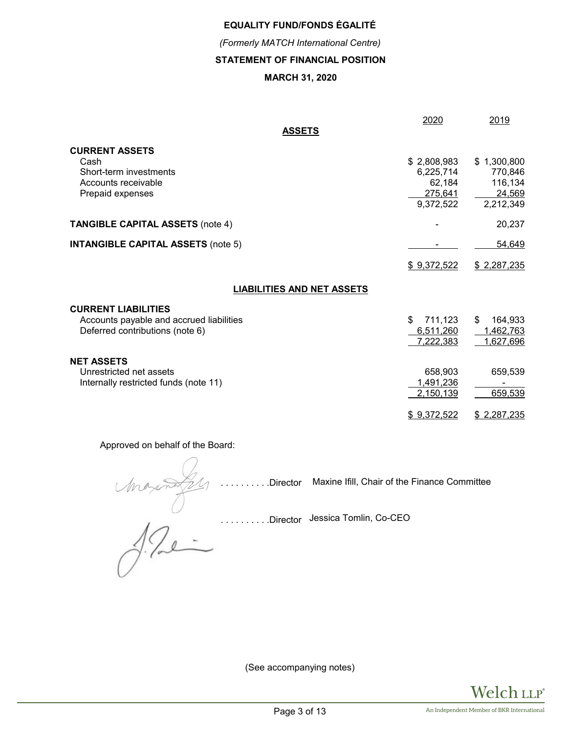# EQUALITY FUND/FONDS ÉGALITÉ

*(Formerly MATCH International Centre)*

## STATEMENT OF FINANCIAL POSITION

### MARCH 31, 2020

| | 2020 | 2019 |
|---|---|---|
| **ASSETS** | | |
| **CURRENT ASSETS** | | |
| Cash | $ 2,808,983 | $ 1,300,800 |
| Short-term investments | 6,225,714 | 770,846 |
| Accounts receivable | 62,184 | 116,134 |
| Prepaid expenses | 275,641 | 24,569 |
| | 9,372,522 | 2,212,349 |
| **TANGIBLE CAPITAL ASSETS** (note 4) | - | 20,237 |
| **INTANGIBLE CAPITAL ASSETS** (note 5) | - | 54,649 |
| | $ 9,372,522 | $ 2,287,235 |
| **LIABILITIES AND NET ASSETS** | | |
| **CURRENT LIABILITIES** | | |
| Accounts payable and accrued liabilities | $ 711,123 | $ 164,933 |
| Deferred contributions (note 6) | 6,511,260 | 1,462,763 |
| | 7,222,383 | 1,627,696 |
| **NET ASSETS** | | |
| Unrestricted net assets | 658,903 | 659,539 |
| Internally restricted funds (note 11) | 1,491,236 | - |
| | 2,150,139 | 659,539 |
| | $ 9,372,522 | $ 2,287,235 |

Approved on behalf of the Board:

. . . . . . . . . .Director Maxine Ifill, Chair of the Finance Committee

. . . . . . . . . .Director Jessica Tomlin, Co-CEO

(See accompanying notes)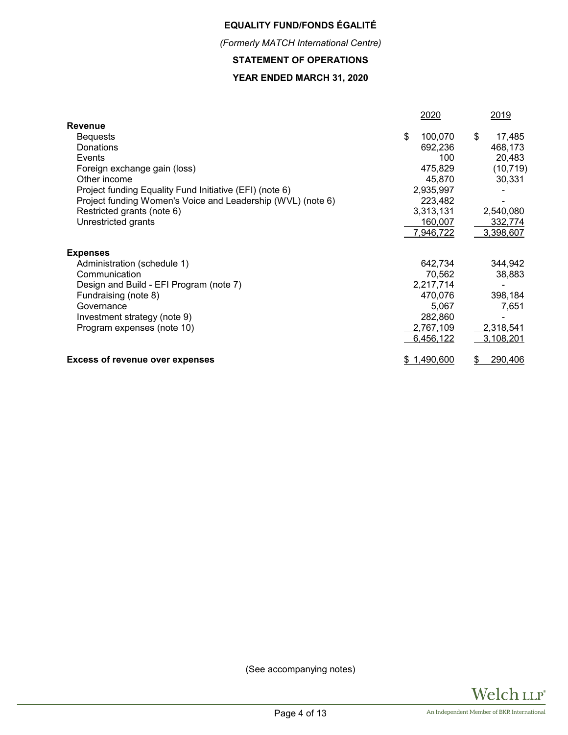# EQUALITY FUND/FONDS ÉGALITÉ

*(Formerly MATCH International Centre)*

## STATEMENT OF OPERATIONS

## YEAR ENDED MARCH 31, 2020

| | 2020 | 2019 |
|---|---|---|
| **Revenue** | | |
| Bequests | $ 100,070 | $ 17,485 |
| Donations | 692,236 | 468,173 |
| Events | 100 | 20,483 |
| Foreign exchange gain (loss) | 475,829 | (10,719) |
| Other income | 45,870 | 30,331 |
| Project funding Equality Fund Initiative (EFI) (note 6) | 2,935,997 | - |
| Project funding Women's Voice and Leadership (WVL) (note 6) | 223,482 | - |
| Restricted grants (note 6) | 3,313,131 | 2,540,080 |
| Unrestricted grants | 160,007 | 332,774 |
| | 7,946,722 | 3,398,607 |
| **Expenses** | | |
| Administration (schedule 1) | 642,734 | 344,942 |
| Communication | 70,562 | 38,883 |
| Design and Build - EFI Program (note 7) | 2,217,714 | - |
| Fundraising (note 8) | 470,076 | 398,184 |
| Governance | 5,067 | 7,651 |
| Investment strategy (note 9) | 282,860 | - |
| Program expenses (note 10) | 2,767,109 | 2,318,541 |
| | 6,456,122 | 3,108,201 |
| **Excess of revenue over expenses** | $ 1,490,600 | $ 290,406 |

(See accompanying notes)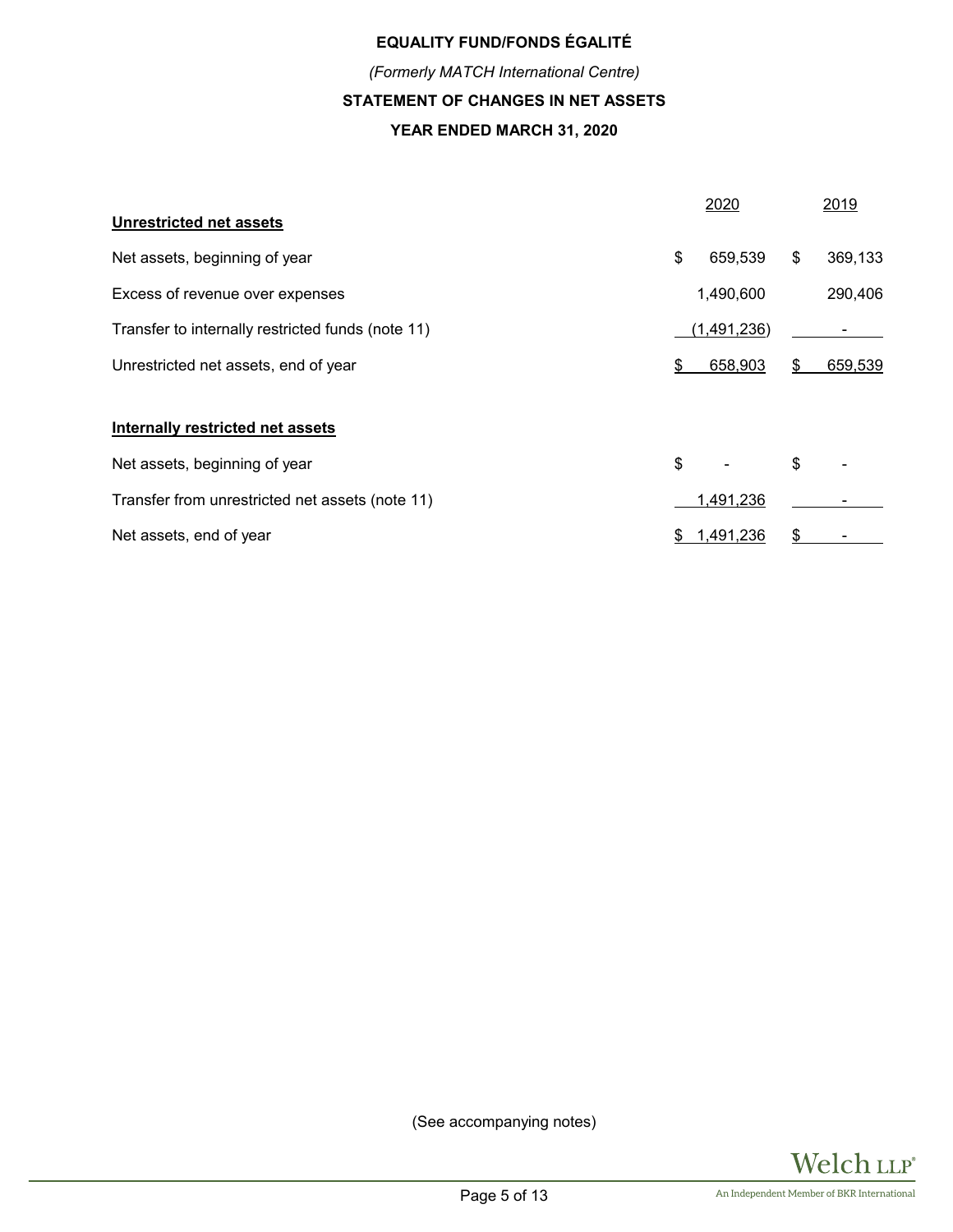# EQUALITY FUND/FONDS ÉGALITÉ

*(Formerly MATCH International Centre)*

## STATEMENT OF CHANGES IN NET ASSETS

### YEAR ENDED MARCH 31, 2020

| | 2020 | 2019 |
|---|---|---|
| **Unrestricted net assets** | | |
| Net assets, beginning of year | $ 659,539 | $ 369,133 |
| Excess of revenue over expenses | 1,490,600 | 290,406 |
| Transfer to internally restricted funds (note 11) | (1,491,236) | - |
| Unrestricted net assets, end of year | $ 658,903 | $ 659,539 |
| | | |
| **Internally restricted net assets** | | |
| Net assets, beginning of year | $ - | $ - |
| Transfer from unrestricted net assets (note 11) | 1,491,236 | - |
| Net assets, end of year | $ 1,491,236 | $ - |

(See accompanying notes)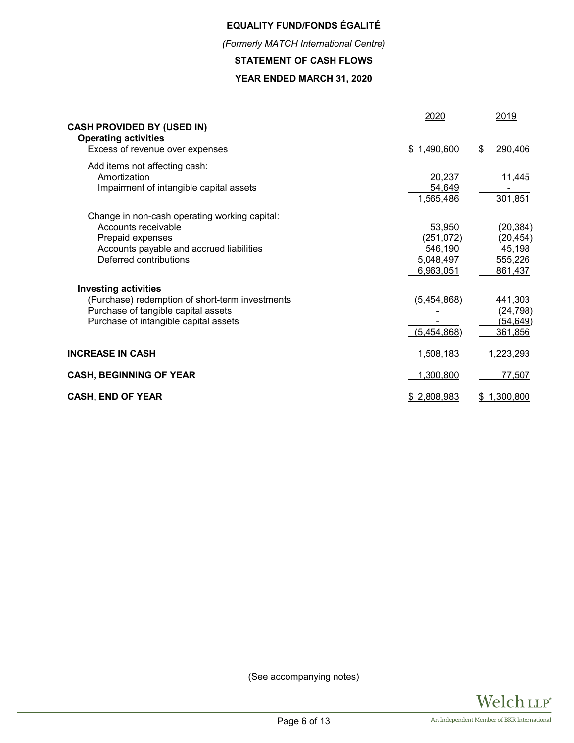**EQUALITY FUND/FONDS ÉGALITÉ**

*(Formerly MATCH International Centre)*

**STATEMENT OF CASH FLOWS**

**YEAR ENDED MARCH 31, 2020**

| | 2020 | 2019 |
|---|---|---|
| **CASH PROVIDED BY (USED IN)** | | |
| **Operating activities** | | |
| Excess of revenue over expenses | $ 1,490,600 | $ 290,406 |
| Add items not affecting cash: | | |
| Amortization | 20,237 | 11,445 |
| Impairment of intangible capital assets | 54,649 | - |
| | 1,565,486 | 301,851 |
| Change in non-cash operating working capital: | | |
| Accounts receivable | 53,950 | (20,384) |
| Prepaid expenses | (251,072) | (20,454) |
| Accounts payable and accrued liabilities | 546,190 | 45,198 |
| Deferred contributions | 5,048,497 | 555,226 |
| | 6,963,051 | 861,437 |
| **Investing activities** | | |
| (Purchase) redemption of short-term investments | (5,454,868) | 441,303 |
| Purchase of tangible capital assets | - | (24,798) |
| Purchase of intangible capital assets | - | (54,649) |
| | (5,454,868) | 361,856 |
| **INCREASE IN CASH** | 1,508,183 | 1,223,293 |
| **CASH, BEGINNING OF YEAR** | 1,300,800 | 77,507 |
| **CASH, END OF YEAR** | $ 2,808,983 | $ 1,300,800 |

(See accompanying notes)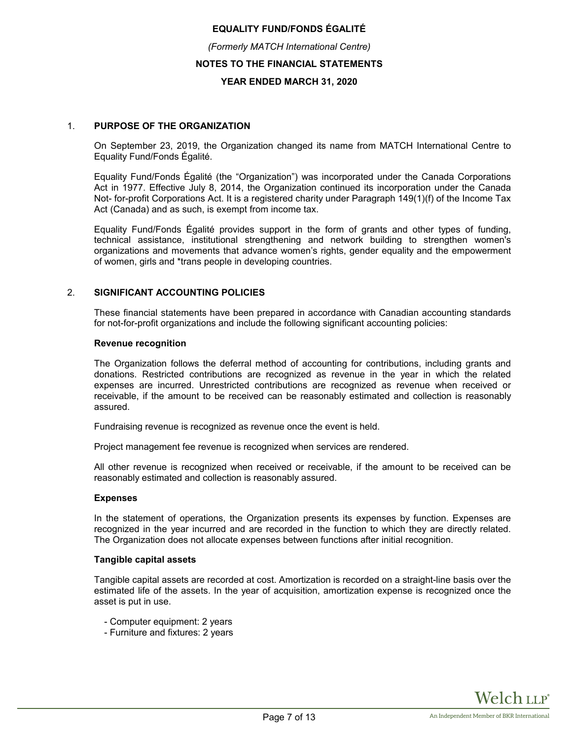# EQUALITY FUND/FONDS ÉGALITÉ

*(Formerly MATCH International Centre)*

**NOTES TO THE FINANCIAL STATEMENTS**

**YEAR ENDED MARCH 31, 2020**

## 1. PURPOSE OF THE ORGANIZATION

On September 23, 2019, the Organization changed its name from MATCH International Centre to Equality Fund/Fonds Égalité.

Equality Fund/Fonds Égalité (the "Organization") was incorporated under the Canada Corporations Act in 1977. Effective July 8, 2014, the Organization continued its incorporation under the Canada Not- for-profit Corporations Act. It is a registered charity under Paragraph 149(1)(f) of the Income Tax Act (Canada) and as such, is exempt from income tax.

Equality Fund/Fonds Égalité provides support in the form of grants and other types of funding, technical assistance, institutional strengthening and network building to strengthen women's organizations and movements that advance women's rights, gender equality and the empowerment of women, girls and *trans people in developing countries.

## 2. SIGNIFICANT ACCOUNTING POLICIES

These financial statements have been prepared in accordance with Canadian accounting standards for not-for-profit organizations and include the following significant accounting policies:

### Revenue recognition

The Organization follows the deferral method of accounting for contributions, including grants and donations. Restricted contributions are recognized as revenue in the year in which the related expenses are incurred. Unrestricted contributions are recognized as revenue when received or receivable, if the amount to be received can be reasonably estimated and collection is reasonably assured.

Fundraising revenue is recognized as revenue once the event is held.

Project management fee revenue is recognized when services are rendered.

All other revenue is recognized when received or receivable, if the amount to be received can be reasonably estimated and collection is reasonably assured.

### Expenses

In the statement of operations, the Organization presents its expenses by function. Expenses are recognized in the year incurred and are recorded in the function to which they are directly related. The Organization does not allocate expenses between functions after initial recognition.

### Tangible capital assets

Tangible capital assets are recorded at cost. Amortization is recorded on a straight-line basis over the estimated life of the assets. In the year of acquisition, amortization expense is recognized once the asset is put in use.

- Computer equipment: 2 years
- Furniture and fixtures: 2 years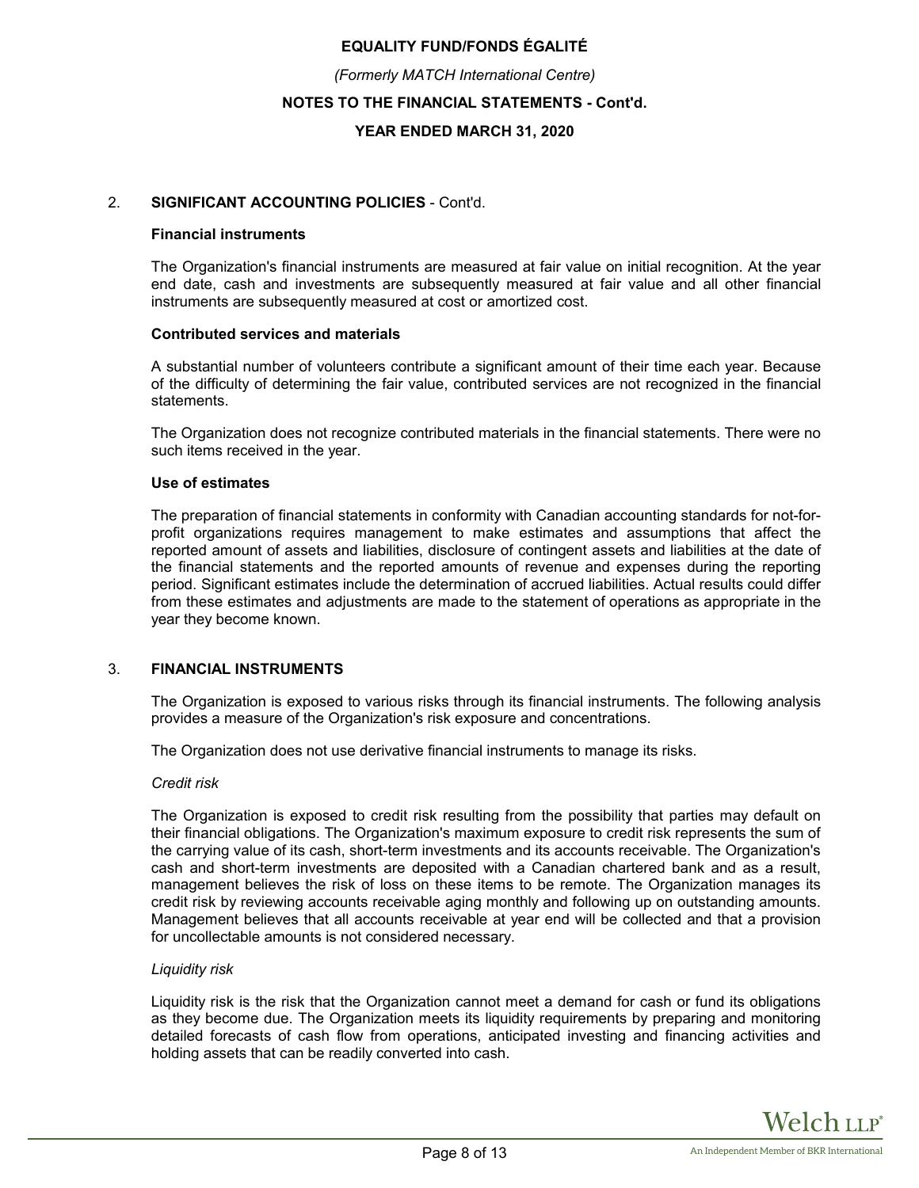## 2. SIGNIFICANT ACCOUNTING POLICIES - Cont'd.

### Financial instruments

The Organization's financial instruments are measured at fair value on initial recognition. At the year end date, cash and investments are subsequently measured at fair value and all other financial instruments are subsequently measured at cost or amortized cost.

### Contributed services and materials

A substantial number of volunteers contribute a significant amount of their time each year. Because of the difficulty of determining the fair value, contributed services are not recognized in the financial statements.

The Organization does not recognize contributed materials in the financial statements. There were no such items received in the year.

### Use of estimates

The preparation of financial statements in conformity with Canadian accounting standards for not-for-profit organizations requires management to make estimates and assumptions that affect the reported amount of assets and liabilities, disclosure of contingent assets and liabilities at the date of the financial statements and the reported amounts of revenue and expenses during the reporting period. Significant estimates include the determination of accrued liabilities. Actual results could differ from these estimates and adjustments are made to the statement of operations as appropriate in the year they become known.

## 3. FINANCIAL INSTRUMENTS

The Organization is exposed to various risks through its financial instruments. The following analysis provides a measure of the Organization's risk exposure and concentrations.

The Organization does not use derivative financial instruments to manage its risks.

*Credit risk*

The Organization is exposed to credit risk resulting from the possibility that parties may default on their financial obligations. The Organization's maximum exposure to credit risk represents the sum of the carrying value of its cash, short-term investments and its accounts receivable. The Organization's cash and short-term investments are deposited with a Canadian chartered bank and as a result, management believes the risk of loss on these items to be remote. The Organization manages its credit risk by reviewing accounts receivable aging monthly and following up on outstanding amounts. Management believes that all accounts receivable at year end will be collected and that a provision for uncollectable amounts is not considered necessary.

*Liquidity risk*

Liquidity risk is the risk that the Organization cannot meet a demand for cash or fund its obligations as they become due. The Organization meets its liquidity requirements by preparing and monitoring detailed forecasts of cash flow from operations, anticipated investing and financing activities and holding assets that can be readily converted into cash.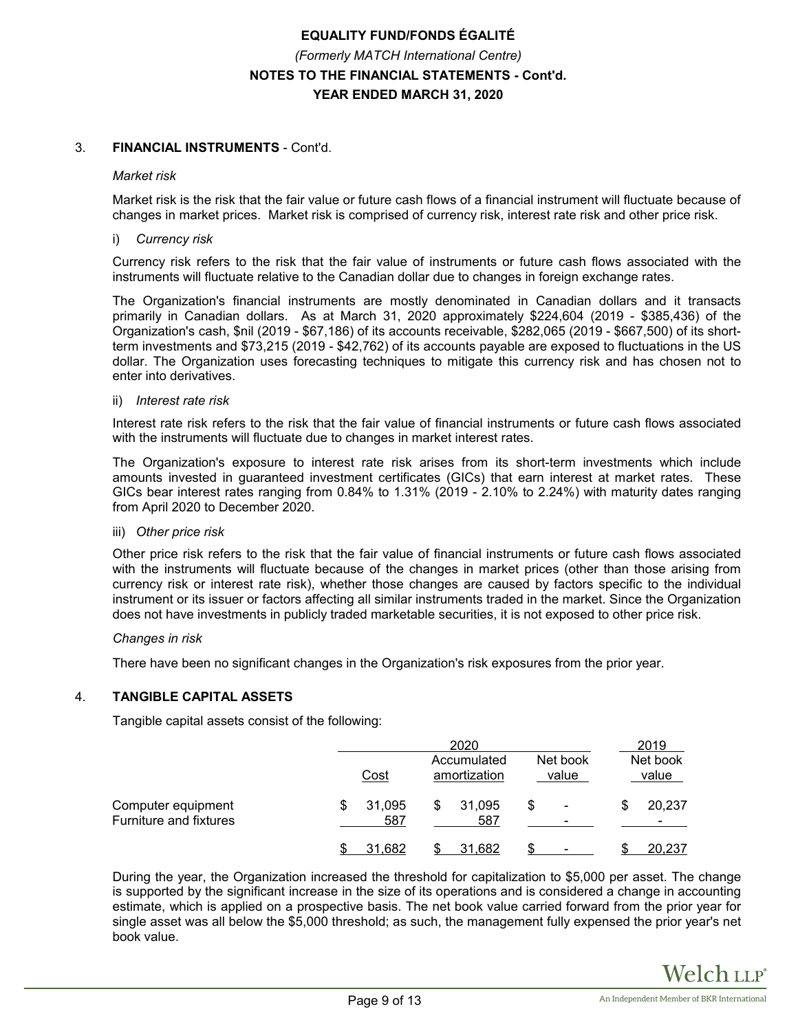# EQUALITY FUND/FONDS ÉGALITÉ

*(Formerly MATCH International Centre)*

**NOTES TO THE FINANCIAL STATEMENTS - Cont'd.**

**YEAR ENDED MARCH 31, 2020**

3. **FINANCIAL INSTRUMENTS** - Cont'd.

*Market risk*

Market risk is the risk that the fair value or future cash flows of a financial instrument will fluctuate because of changes in market prices. Market risk is comprised of currency risk, interest rate risk and other price risk.

i) *Currency risk*

Currency risk refers to the risk that the fair value of instruments or future cash flows associated with the instruments will fluctuate relative to the Canadian dollar due to changes in foreign exchange rates.

The Organization's financial instruments are mostly denominated in Canadian dollars and it transacts primarily in Canadian dollars. As at March 31, 2020 approximately $224,604 (2019 - $385,436) of the Organization's cash, $nil (2019 - $67,186) of its accounts receivable, $282,065 (2019 - $667,500) of its short-term investments and $73,215 (2019 - $42,762) of its accounts payable are exposed to fluctuations in the US dollar. The Organization uses forecasting techniques to mitigate this currency risk and has chosen not to enter into derivatives.

ii) *Interest rate risk*

Interest rate risk refers to the risk that the fair value of financial instruments or future cash flows associated with the instruments will fluctuate due to changes in market interest rates.

The Organization's exposure to interest rate risk arises from its short-term investments which include amounts invested in guaranteed investment certificates (GICs) that earn interest at market rates. These GICs bear interest rates ranging from 0.84% to 1.31% (2019 - 2.10% to 2.24%) with maturity dates ranging from April 2020 to December 2020.

iii) *Other price risk*

Other price risk refers to the risk that the fair value of financial instruments or future cash flows associated with the instruments will fluctuate because of the changes in market prices (other than those arising from currency risk or interest rate risk), whether those changes are caused by factors specific to the individual instrument or its issuer or factors affecting all similar instruments traded in the market. Since the Organization does not have investments in publicly traded marketable securities, it is not exposed to other price risk.

*Changes in risk*

There have been no significant changes in the Organization's risk exposures from the prior year.

4. **TANGIBLE CAPITAL ASSETS**

Tangible capital assets consist of the following:

| | 2020 | | | 2019 |
|---|---|---|---|---|
| | Cost | Accumulated amortization | Net book value | Net book value |
| Computer equipment | $ 31,095 | $ 31,095 | $ - | $ 20,237 |
| Furniture and fixtures | 587 | 587 | - | - |
| | $ 31,682 | $ 31,682 | $ - | $ 20,237 |

During the year, the Organization increased the threshold for capitalization to $5,000 per asset. The change is supported by the significant increase in the size of its operations and is considered a change in accounting estimate, which is applied on a prospective basis. The net book value carried forward from the prior year for single asset was all below the $5,000 threshold; as such, the management fully expensed the prior year's net book value.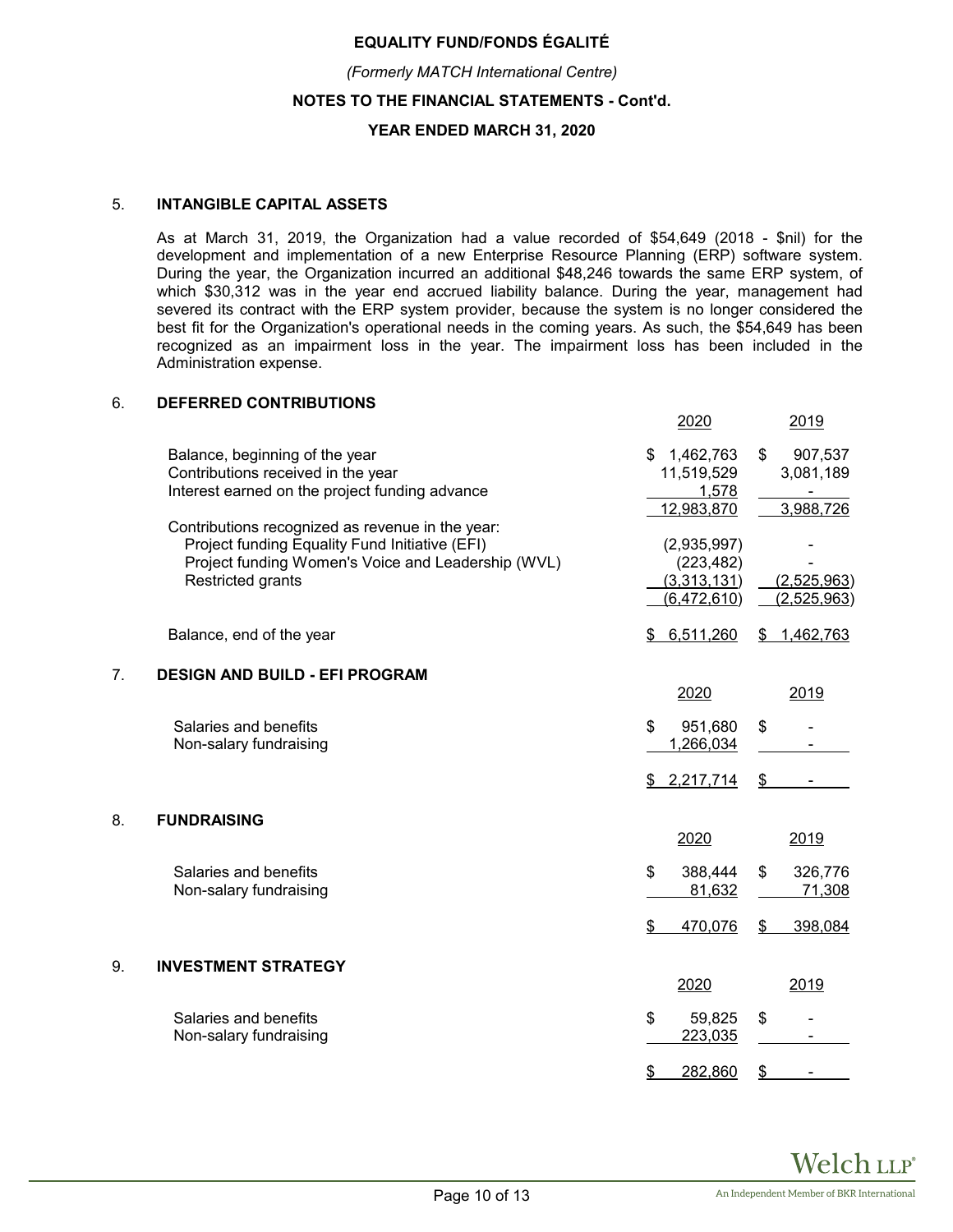## 5. INTANGIBLE CAPITAL ASSETS

As at March 31, 2019, the Organization had a value recorded of $54,649 (2018 - $nil) for the development and implementation of a new Enterprise Resource Planning (ERP) software system. During the year, the Organization incurred an additional $48,246 towards the same ERP system, of which $30,312 was in the year end accrued liability balance. During the year, management had severed its contract with the ERP system provider, because the system is no longer considered the best fit for the Organization's operational needs in the coming years. As such, the $54,649 has been recognized as an impairment loss in the year. The impairment loss has been included in the Administration expense.

## 6. DEFERRED CONTRIBUTIONS

| | 2020 | 2019 |
|---|---|---|
| Balance, beginning of the year | $ 1,462,763 | $ 907,537 |
| Contributions received in the year | 11,519,529 | 3,081,189 |
| Interest earned on the project funding advance | 1,578 | - |
| | 12,983,870 | 3,988,726 |
| Contributions recognized as revenue in the year: | | |
| Project funding Equality Fund Initiative (EFI) | (2,935,997) | - |
| Project funding Women's Voice and Leadership (WVL) | (223,482) | - |
| Restricted grants | (3,313,131) | (2,525,963) |
| | (6,472,610) | (2,525,963) |
| Balance, end of the year | $ 6,511,260 | $ 1,462,763 |

## 7. DESIGN AND BUILD - EFI PROGRAM

| | 2020 | 2019 |
|---|---|---|
| Salaries and benefits | $ 951,680 | $ - |
| Non-salary fundraising | 1,266,034 | - |
| | $ 2,217,714 | $ - |

## 8. FUNDRAISING

| | 2020 | 2019 |
|---|---|---|
| Salaries and benefits | $ 388,444 | $ 326,776 |
| Non-salary fundraising | 81,632 | 71,308 |
| | $ 470,076 | $ 398,084 |

## 9. INVESTMENT STRATEGY

| | 2020 | 2019 |
|---|---|---|
| Salaries and benefits | $ 59,825 | $ - |
| Non-salary fundraising | 223,035 | - |
| | $ 282,860 | $ - |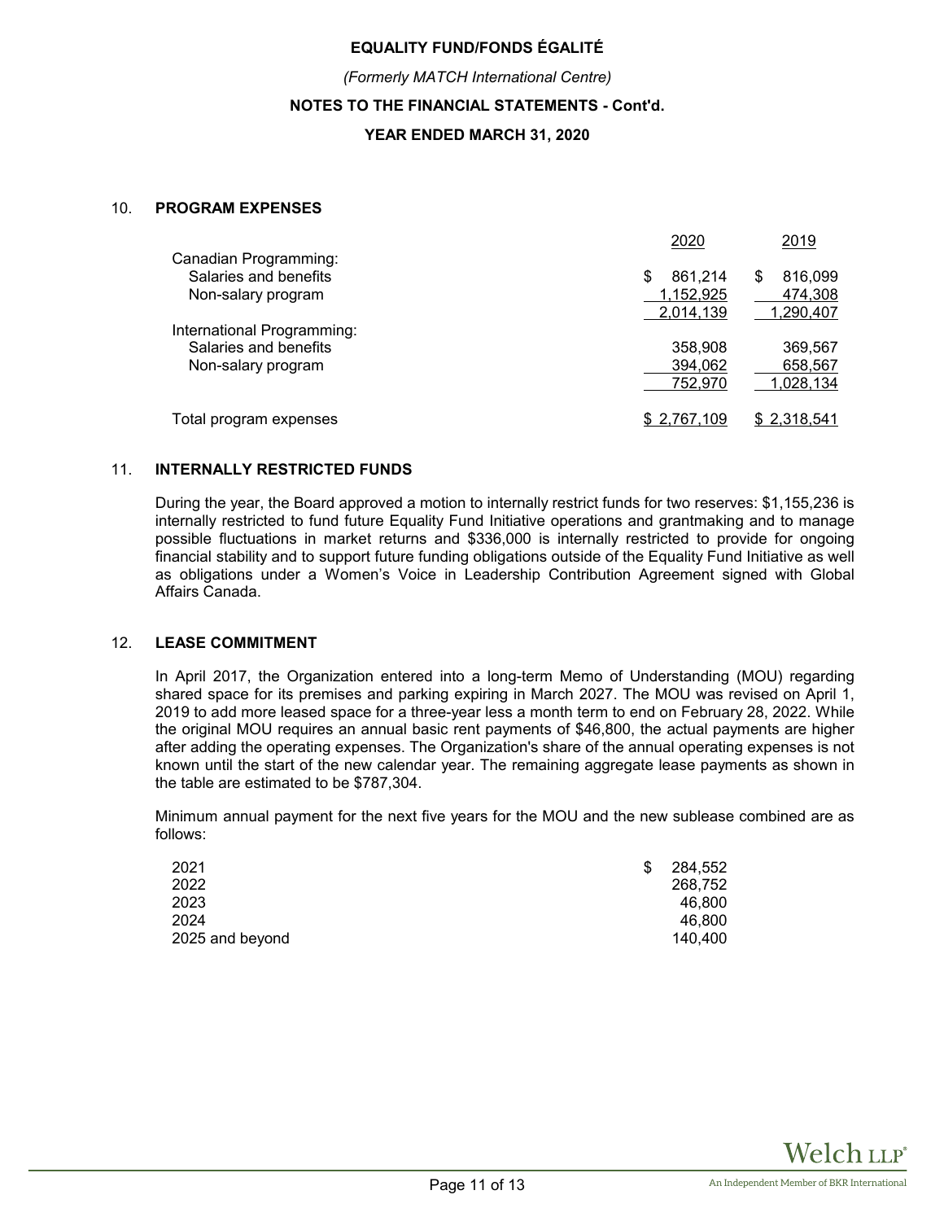# EQUALITY FUND/FONDS ÉGALITÉ

*(Formerly MATCH International Centre)*

**NOTES TO THE FINANCIAL STATEMENTS - Cont'd.**

**YEAR ENDED MARCH 31, 2020**

## 10. PROGRAM EXPENSES

| | 2020 | 2019 |
|---|---|---|
| Canadian Programming: | | |
| Salaries and benefits | $ 861,214 | $ 816,099 |
| Non-salary program | 1,152,925 | 474,308 |
| | 2,014,139 | 1,290,407 |
| International Programming: | | |
| Salaries and benefits | 358,908 | 369,567 |
| Non-salary program | 394,062 | 658,567 |
| | 752,970 | 1,028,134 |
| Total program expenses | $ 2,767,109 | $ 2,318,541 |

## 11. INTERNALLY RESTRICTED FUNDS

During the year, the Board approved a motion to internally restrict funds for two reserves: $1,155,236 is internally restricted to fund future Equality Fund Initiative operations and grantmaking and to manage possible fluctuations in market returns and $336,000 is internally restricted to provide for ongoing financial stability and to support future funding obligations outside of the Equality Fund Initiative as well as obligations under a Women's Voice in Leadership Contribution Agreement signed with Global Affairs Canada.

## 12. LEASE COMMITMENT

In April 2017, the Organization entered into a long-term Memo of Understanding (MOU) regarding shared space for its premises and parking expiring in March 2027. The MOU was revised on April 1, 2019 to add more leased space for a three-year less a month term to end on February 28, 2022. While the original MOU requires an annual basic rent payments of $46,800, the actual payments are higher after adding the operating expenses. The Organization's share of the annual operating expenses is not known until the start of the new calendar year. The remaining aggregate lease payments as shown in the table are estimated to be $787,304.

Minimum annual payment for the next five years for the MOU and the new sublease combined are as follows:

| | |
|---|---|
| 2021 | $ 284,552 |
| 2022 | 268,752 |
| 2023 | 46,800 |
| 2024 | 46,800 |
| 2025 and beyond | 140,400 |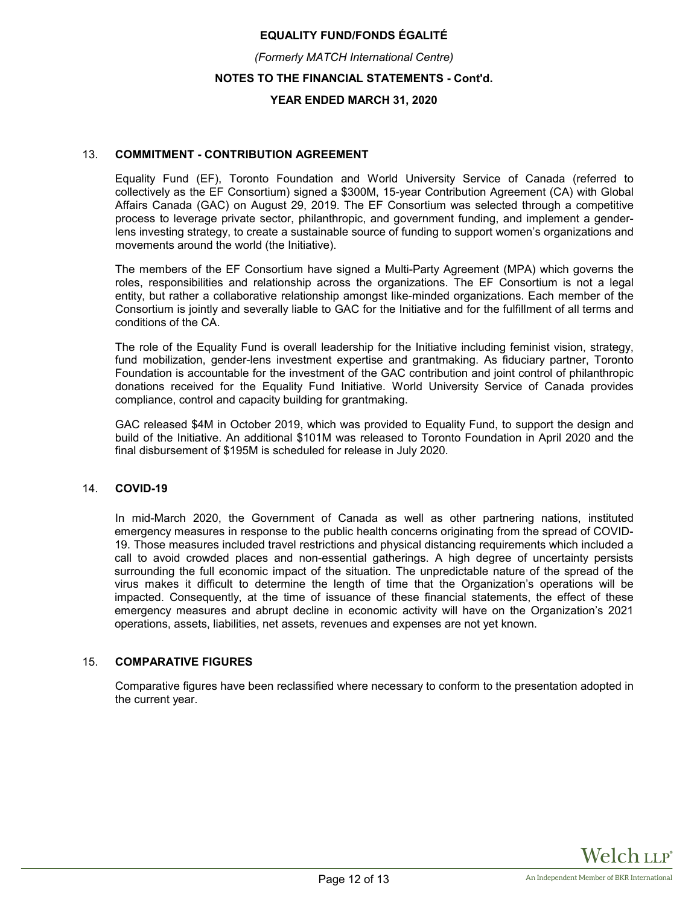## 13. COMMITMENT - CONTRIBUTION AGREEMENT

Equality Fund (EF), Toronto Foundation and World University Service of Canada (referred to collectively as the EF Consortium) signed a $300M, 15-year Contribution Agreement (CA) with Global Affairs Canada (GAC) on August 29, 2019. The EF Consortium was selected through a competitive process to leverage private sector, philanthropic, and government funding, and implement a gender-lens investing strategy, to create a sustainable source of funding to support women's organizations and movements around the world (the Initiative).

The members of the EF Consortium have signed a Multi-Party Agreement (MPA) which governs the roles, responsibilities and relationship across the organizations. The EF Consortium is not a legal entity, but rather a collaborative relationship amongst like-minded organizations. Each member of the Consortium is jointly and severally liable to GAC for the Initiative and for the fulfillment of all terms and conditions of the CA.

The role of the Equality Fund is overall leadership for the Initiative including feminist vision, strategy, fund mobilization, gender-lens investment expertise and grantmaking. As fiduciary partner, Toronto Foundation is accountable for the investment of the GAC contribution and joint control of philanthropic donations received for the Equality Fund Initiative. World University Service of Canada provides compliance, control and capacity building for grantmaking.

GAC released $4M in October 2019, which was provided to Equality Fund, to support the design and build of the Initiative. An additional $101M was released to Toronto Foundation in April 2020 and the final disbursement of $195M is scheduled for release in July 2020.

## 14. COVID-19

In mid-March 2020, the Government of Canada as well as other partnering nations, instituted emergency measures in response to the public health concerns originating from the spread of COVID-19. Those measures included travel restrictions and physical distancing requirements which included a call to avoid crowded places and non-essential gatherings. A high degree of uncertainty persists surrounding the full economic impact of the situation. The unpredictable nature of the spread of the virus makes it difficult to determine the length of time that the Organization's operations will be impacted. Consequently, at the time of issuance of these financial statements, the effect of these emergency measures and abrupt decline in economic activity will have on the Organization's 2021 operations, assets, liabilities, net assets, revenues and expenses are not yet known.

## 15. COMPARATIVE FIGURES

Comparative figures have been reclassified where necessary to conform to the presentation adopted in the current year.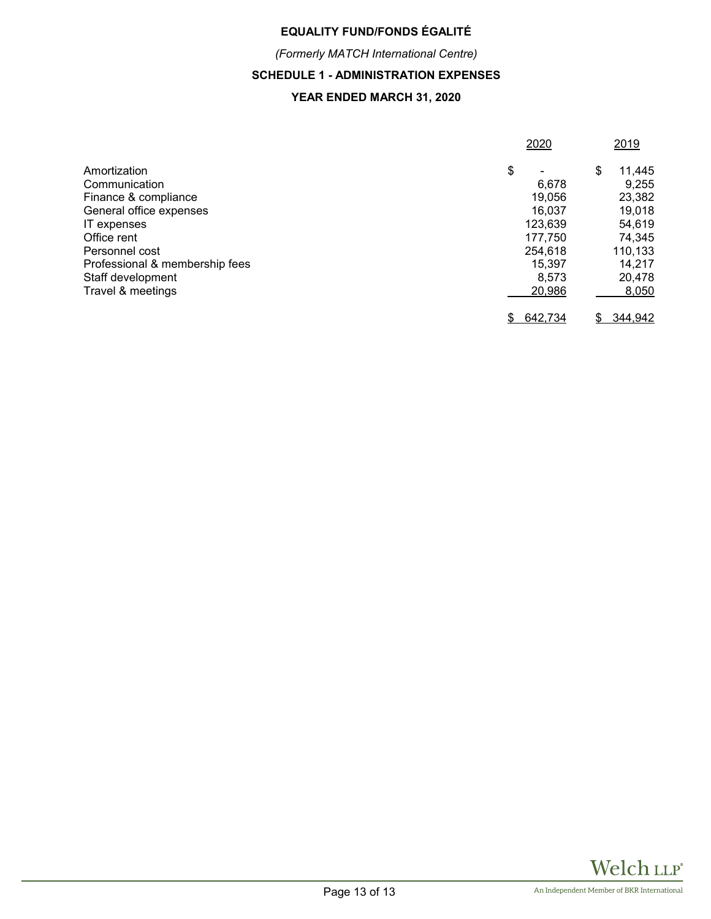**EQUALITY FUND/FONDS ÉGALITÉ**

*(Formerly MATCH International Centre)*

**SCHEDULE 1 - ADMINISTRATION EXPENSES**

**YEAR ENDED MARCH 31, 2020**

| | 2020 | 2019 |
|---|---|---|
| Amortization | $ - | $ 11,445 |
| Communication | 6,678 | 9,255 |
| Finance & compliance | 19,056 | 23,382 |
| General office expenses | 16,037 | 19,018 |
| IT expenses | 123,639 | 54,619 |
| Office rent | 177,750 | 74,345 |
| Personnel cost | 254,618 | 110,133 |
| Professional & membership fees | 15,397 | 14,217 |
| Staff development | 8,573 | 20,478 |
| Travel & meetings | 20,986 | 8,050 |
| | $ 642,734 | $ 344,942 |